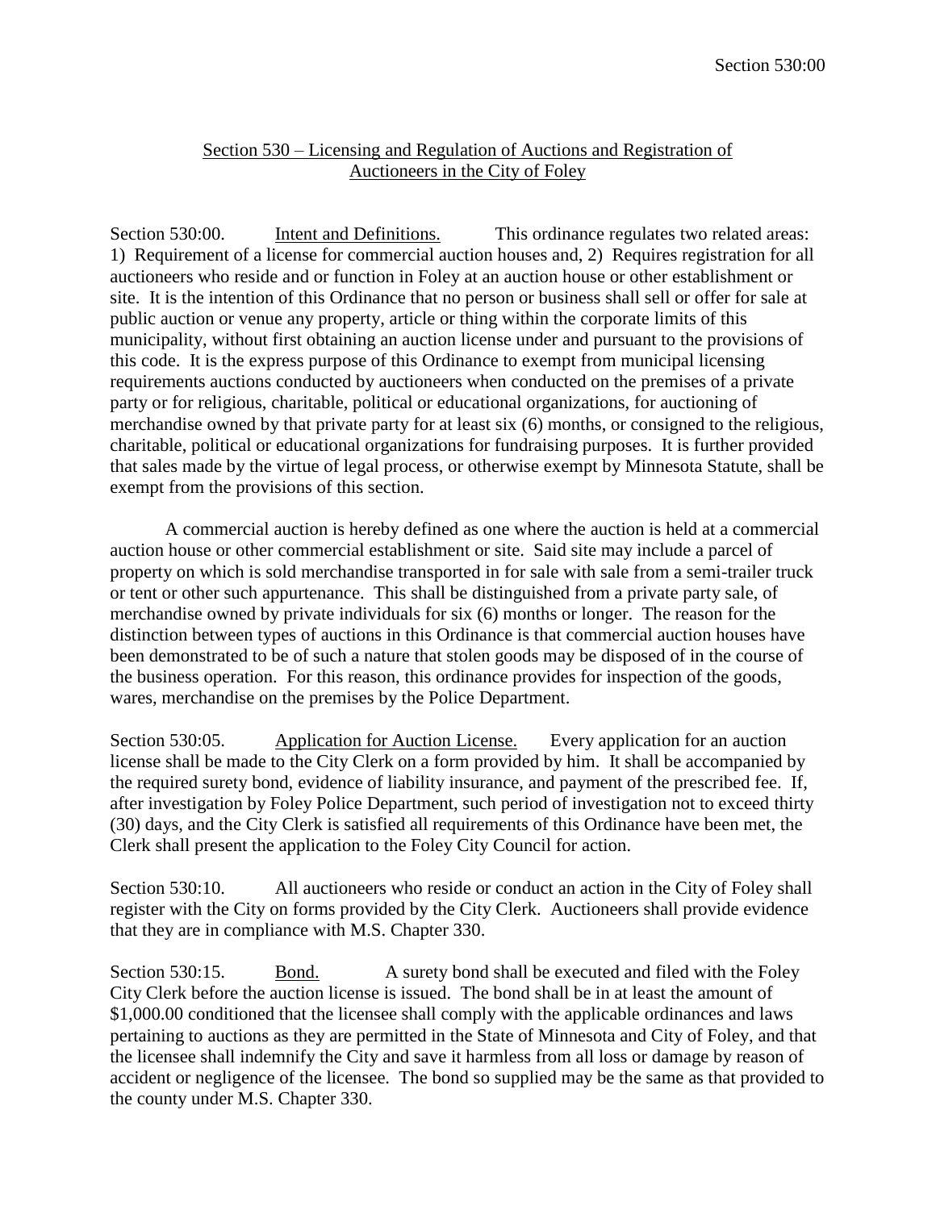## Section 530 – Licensing and Regulation of Auctions and Registration of Auctioneers in the City of Foley

Section 530:00. Intent and Definitions. This ordinance regulates two related areas: 1) Requirement of a license for commercial auction houses and, 2) Requires registration for all auctioneers who reside and or function in Foley at an auction house or other establishment or site. It is the intention of this Ordinance that no person or business shall sell or offer for sale at public auction or venue any property, article or thing within the corporate limits of this municipality, without first obtaining an auction license under and pursuant to the provisions of this code. It is the express purpose of this Ordinance to exempt from municipal licensing requirements auctions conducted by auctioneers when conducted on the premises of a private party or for religious, charitable, political or educational organizations, for auctioning of merchandise owned by that private party for at least six (6) months, or consigned to the religious, charitable, political or educational organizations for fundraising purposes. It is further provided that sales made by the virtue of legal process, or otherwise exempt by Minnesota Statute, shall be exempt from the provisions of this section.

A commercial auction is hereby defined as one where the auction is held at a commercial auction house or other commercial establishment or site. Said site may include a parcel of property on which is sold merchandise transported in for sale with sale from a semi-trailer truck or tent or other such appurtenance. This shall be distinguished from a private party sale, of merchandise owned by private individuals for six (6) months or longer. The reason for the distinction between types of auctions in this Ordinance is that commercial auction houses have been demonstrated to be of such a nature that stolen goods may be disposed of in the course of the business operation. For this reason, this ordinance provides for inspection of the goods, wares, merchandise on the premises by the Police Department.

Section 530:05. Application for Auction License. Every application for an auction license shall be made to the City Clerk on a form provided by him. It shall be accompanied by the required surety bond, evidence of liability insurance, and payment of the prescribed fee. If, after investigation by Foley Police Department, such period of investigation not to exceed thirty (30) days, and the City Clerk is satisfied all requirements of this Ordinance have been met, the Clerk shall present the application to the Foley City Council for action.

Section 530:10. All auctioneers who reside or conduct an action in the City of Foley shall register with the City on forms provided by the City Clerk. Auctioneers shall provide evidence that they are in compliance with M.S. Chapter 330.

Section 530:15. Bond. A surety bond shall be executed and filed with the Foley City Clerk before the auction license is issued. The bond shall be in at least the amount of $1,000.00 conditioned that the licensee shall comply with the applicable ordinances and laws pertaining to auctions as they are permitted in the State of Minnesota and City of Foley, and that the licensee shall indemnify the City and save it harmless from all loss or damage by reason of accident or negligence of the licensee. The bond so supplied may be the same as that provided to the county under M.S. Chapter 330.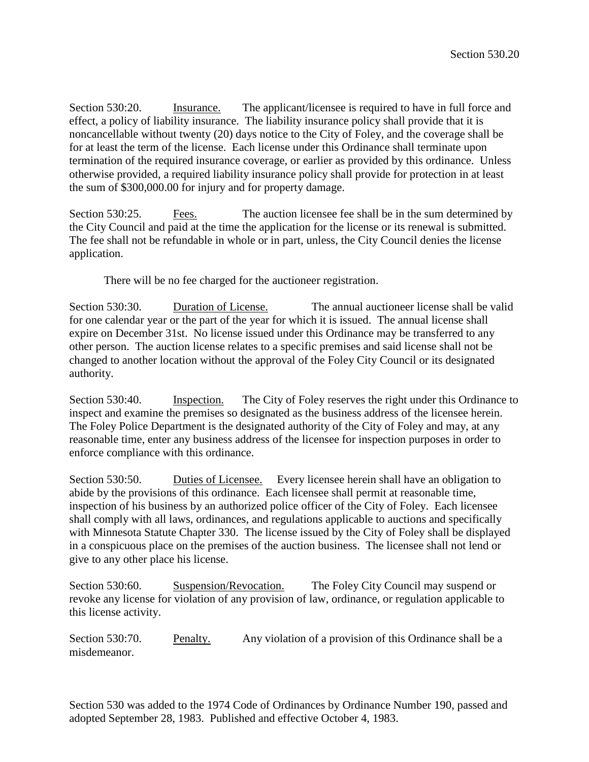Section 530:20. Insurance. The applicant/licensee is required to have in full force and effect, a policy of liability insurance. The liability insurance policy shall provide that it is noncancellable without twenty (20) days notice to the City of Foley, and the coverage shall be for at least the term of the license. Each license under this Ordinance shall terminate upon termination of the required insurance coverage, or earlier as provided by this ordinance. Unless otherwise provided, a required liability insurance policy shall provide for protection in at least the sum of $300,000.00 for injury and for property damage.

Section 530:25. Fees. The auction licensee fee shall be in the sum determined by the City Council and paid at the time the application for the license or its renewal is submitted. The fee shall not be refundable in whole or in part, unless, the City Council denies the license application.

There will be no fee charged for the auctioneer registration.

Section 530:30. Duration of License. The annual auctioneer license shall be valid for one calendar year or the part of the year for which it is issued. The annual license shall expire on December 31st. No license issued under this Ordinance may be transferred to any other person. The auction license relates to a specific premises and said license shall not be changed to another location without the approval of the Foley City Council or its designated authority.

Section 530:40. Inspection. The City of Foley reserves the right under this Ordinance to inspect and examine the premises so designated as the business address of the licensee herein. The Foley Police Department is the designated authority of the City of Foley and may, at any reasonable time, enter any business address of the licensee for inspection purposes in order to enforce compliance with this ordinance.

Section 530:50. Duties of Licensee. Every licensee herein shall have an obligation to abide by the provisions of this ordinance. Each licensee shall permit at reasonable time, inspection of his business by an authorized police officer of the City of Foley. Each licensee shall comply with all laws, ordinances, and regulations applicable to auctions and specifically with Minnesota Statute Chapter 330. The license issued by the City of Foley shall be displayed in a conspicuous place on the premises of the auction business. The licensee shall not lend or give to any other place his license.

Section 530:60. Suspension/Revocation. The Foley City Council may suspend or revoke any license for violation of any provision of law, ordinance, or regulation applicable to this license activity.

Section 530:70. Penalty. Any violation of a provision of this Ordinance shall be a misdemeanor.

Section 530 was added to the 1974 Code of Ordinances by Ordinance Number 190, passed and adopted September 28, 1983. Published and effective October 4, 1983.